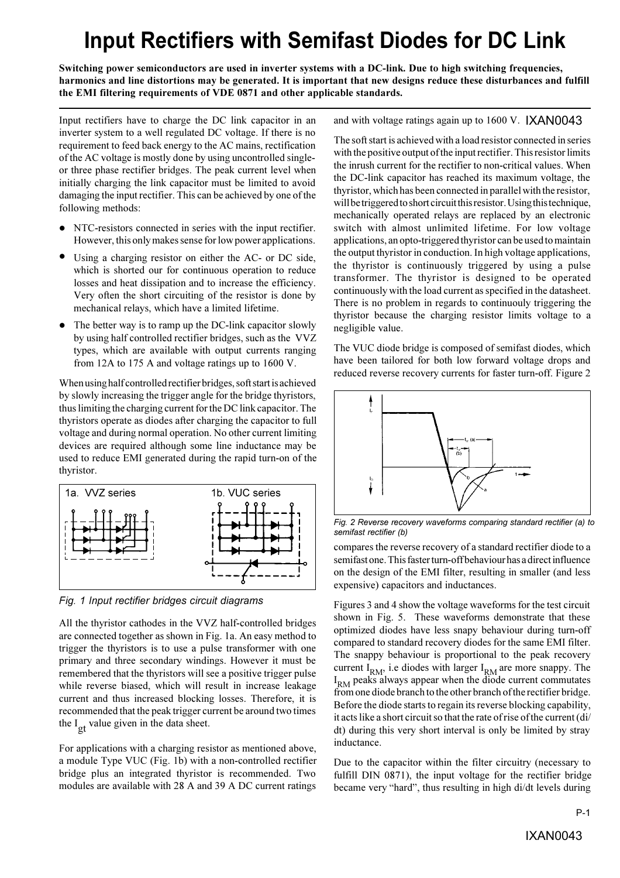# Input Rectifiers with Semifast Diodes for DC Link

**Switching power semiconductors are used in inverter systems with a DC-link. Due to high switching frequencies, harmonics and line distortions may be generated. It is important that new designs reduce these disturbances and fulfill the EMI filtering requirements of VDE 0871 and other applicable standards.**

Input rectifiers have to charge the DC link capacitor in an inverter system to a well regulated DC voltage. If there is no requirement to feed back energy to the AC mains, rectification of the AC voltage is mostly done by using uncontrolled single- or three phase rectifier bridges. The peak current level when initially charging the link capacitor must be limited to avoid damaging the input rectifier. This can be achieved by one of the following methods:

- NTC-resistors connected in series with the input rectifier. However, this only makes sense for low power applications.
- Using a charging resistor on either the AC- or DC side, which is shorted our for continuous operation to reduce losses and heat dissipation and to increase the efficiency. Very often the short circuiting of the resistor is done by mechanical relays, which have a limited lifetime.
- The better way is to ramp up the DC-link capacitor slowly by using half controlled rectifier bridges, such as the VVZ types, which are available with output currents ranging from 12A to 175 A and voltage ratings up to 1600 V.

When using half controlled rectifier bridges, soft start is achieved by slowly increasing the trigger angle for the bridge thyristors, thus limiting the charging current for the DC link capacitor. The thyristors operate as diodes after charging the capacitor to full voltage and during normal operation. No other current limiting devices are required although some line inductance may be used to reduce EMI generated during the rapid turn-on of the thyristor.

1a. VVZ series    1b. VUC series

*Fig. 1 Input rectifier bridges circuit diagrams*

All the thyristor cathodes in the VVZ half-controlled bridges are connected together as shown in Fig. 1a. An easy method to trigger the thyristors is to use a pulse transformer with one primary and three secondary windings. However it must be remembered that the thyristors will see a positive trigger pulse while reverse biased, which will result in increase leakage current and thus increased blocking losses. Therefore, it is recommended that the peak trigger current be around two times the $I_{gt}$ value given in the data sheet.

For applications with a charging resistor as mentioned above, a module Type VUC (Fig. 1b) with a non-controlled rectifier bridge plus an integrated thyristor is recommended. Two modules are available with 28 A and 39 A DC current ratings and with voltage ratings again up to 1600 V.

The soft start is achieved with a load resistor connected in series with the positive output of the input rectifier. This resistor limits the inrush current for the rectifier to non-critical values. When the DC-link capacitor has reached its maximum voltage, the thyristor, which has been connected in parallel with the resistor, will be triggered to short circuit this resistor. Using this technique, mechanically operated relays are replaced by an electronic switch with almost unlimited lifetime. For low voltage applications, an opto-triggered thyristor can be used to maintain the output thyristor in conduction. In high voltage applications, the thyristor is continuously triggered by using a pulse transformer. The thyristor is designed to be operated continuously with the load current as specified in the datasheet. There is no problem in regards to continuouly triggering the thyristor because the charging resistor limits voltage to a negligible value.

The VUC diode bridge is composed of semifast diodes, which have been tailored for both low forward voltage drops and reduced reverse recovery currents for faster turn-off. Figure 2 compares the reverse recovery of a standard rectifier diode to a semifast one. This faster turn-off behaviour has a direct influence on the design of the EMI filter, resulting in smaller (and less expensive) capacitors and inductances.

*Fig. 2 Reverse recovery waveforms comparing standard rectifier (a) to semifast rectifier (b)*

Figures 3 and 4 show the voltage waveforms for the test circuit shown in Fig. 5. These waveforms demonstrate that these optimized diodes have less snapy behaviour during turn-off compared to standard recovery diodes for the same EMI filter. The snappy behaviour is proportional to the peak recovery current $I_{RM}$, i.e diodes with larger $I_{RM}$ are more snappy. The $I_{RM}$ peaks always appear when the diode current commutates from one diode branch to the other branch of the rectifier bridge. Before the diode starts to regain its reverse blocking capability, it acts like a short circuit so that the rate of rise of the current (di/dt) during this very short interval is only be limited by stray inductance.

Due to the capacitor within the filter circuitry (necessary to fulfill DIN 0871), the input voltage for the rectifier bridge became very "hard", thus resulting in high di/dt levels during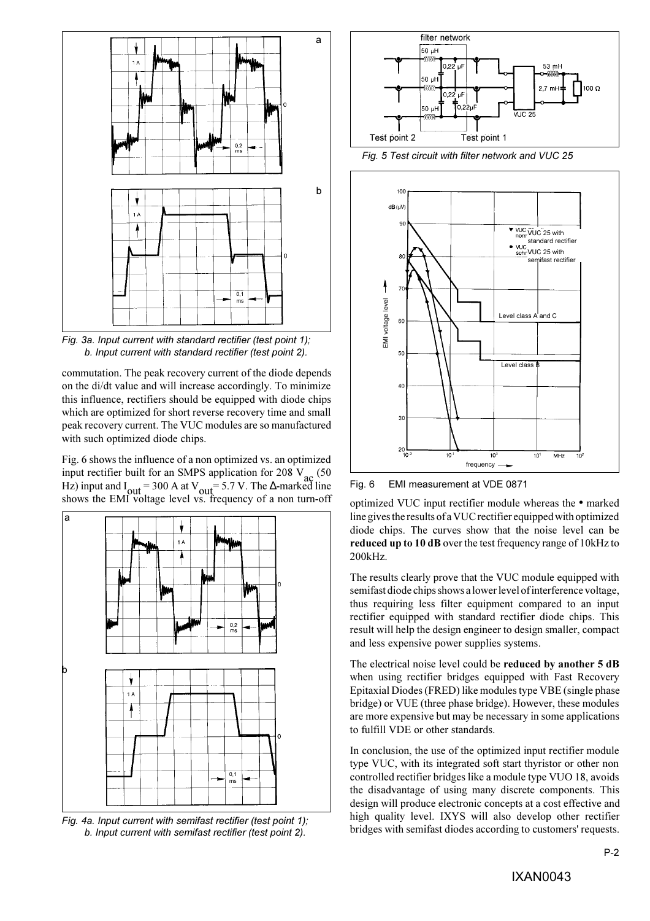a

1 A

0

0,2 ms

b

1 A

0

0,1 ms

*Fig. 3a. Input current with standard rectifier (test point 1); b. Input current with standard rectifier (test point 2).*

commutation. The peak recovery current of the diode depends on the di/dt value and will increase accordingly. To minimize this influence, rectifiers should be equipped with diode chips which are optimized for short reverse recovery time and small peak recovery current. The VUC modules are so manufactured with such optimized diode chips.

Fig. 6 shows the influence of a non optimized vs. an optimized input rectifier built for an SMPS application for 208 $V_{ac}$ (50 Hz) input and $I_{out}$ = 300 A at $V_{out}$ = 5.7 V. The Δ-marked line shows the EMI voltage level vs. frequency of a non turn-off optimized VUC input rectifier module whereas the • marked line gives the results of a VUC rectifier equipped with optimized diode chips. The curves show that the noise level can be **reduced up to 10 dB** over the test frequency range of 10kHz to 200kHz.

a

1 A

0

0,2 ms

b

1 A

0

0,1 ms

*Fig. 4a. Input current with semifast rectifier (test point 1); b. Input current with semifast rectifier (test point 2).*

filter network

50 µH

0,22 µF

50 µH

0,22 µF

50 µH

0,22µF

53 mH

2,7 mH

100 Ω

VUC 25

Test point 2

Test point 1

*Fig. 5 Test circuit with filter network and VUC 25*

100

dB (µV)

90

80

70

60

50

40

30

20

EMI voltage level

▼ VUC norm VUC 25 with standard rectifier

• VUC schn VUC 25 with semifast rectifier

Level class A and C

Level class B

$10^{-2}$ $10^{-1}$ $10^{0}$ $10^{1}$ MHz $10^{2}$

frequency

Fig. 6 EMI measurement at VDE 0871

The results clearly prove that the VUC module equipped with semifast diode chips shows a lower level of interference voltage, thus requiring less filter equipment compared to an input rectifier equipped with standard rectifier diode chips. This result will help the design engineer to design smaller, compact and less expensive power supplies systems.

The electrical noise level could be **reduced by another 5 dB** when using rectifier bridges equipped with Fast Recovery Epitaxial Diodes (FRED) like modules type VBE (single phase bridge) or VUE (three phase bridge). However, these modules are more expensive but may be necessary in some applications to fulfill VDE or other standards.

In conclusion, the use of the optimized input rectifier module type VUC, with its integrated soft start thyristor or other non controlled rectifier bridges like a module type VUO 18, avoids the disadvantage of using many discrete components. This design will produce electronic concepts at a cost effective and high quality level. IXYS will also develop other rectifier bridges with semifast diodes according to customers' requests.